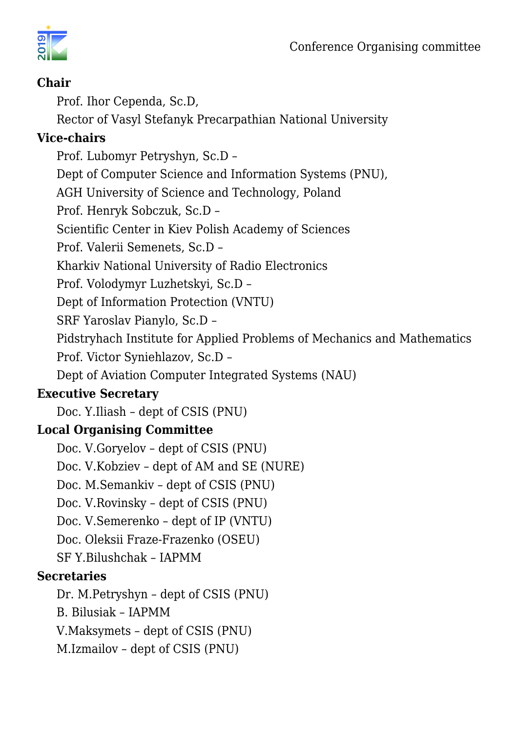# Conference Organising committee

**Chair**

Prof. Ihor Cependa, Sc.D,
Rector of Vasyl Stefanyk Precarpathian National University

**Vice-chairs**

Prof. Lubomyr Petryshyn, Sc.D –
Dept of Computer Science and Information Systems (PNU),
AGH University of Science and Technology, Poland
Prof. Henryk Sobczuk, Sc.D –
Scientific Center in Kiev Polish Academy of Sciences
Prof. Valerii Semenets, Sc.D –
Kharkiv National University of Radio Electronics
Prof. Volodymyr Luzhetskyi, Sc.D –
Dept of Information Protection (VNTU)
SRF Yaroslav Pianylo, Sc.D –
Pidstryhach Institute for Applied Problems of Mechanics and Mathematics
Prof. Victor Syniehlazov, Sc.D –
Dept of Aviation Computer Integrated Systems (NAU)

**Executive Secretary**

Doc. Y.Iliash – dept of CSIS (PNU)

**Local Organising Committee**

Doc. V.Goryelov – dept of CSIS (PNU)
Doc. V.Kobziev – dept of AM and SE (NURE)
Doc. M.Semankiv – dept of CSIS (PNU)
Doc. V.Rovinsky – dept of CSIS (PNU)
Doc. V.Semerenko – dept of IP (VNTU)
Doc. Oleksii Fraze-Frazenko (OSEU)
SF Y.Bilushchak – IAPMM

**Secretaries**

Dr. M.Petryshyn – dept of CSIS (PNU)
B. Bilusiak – IAPMM
V.Maksymets – dept of CSIS (PNU)
M.Izmailov – dept of CSIS (PNU)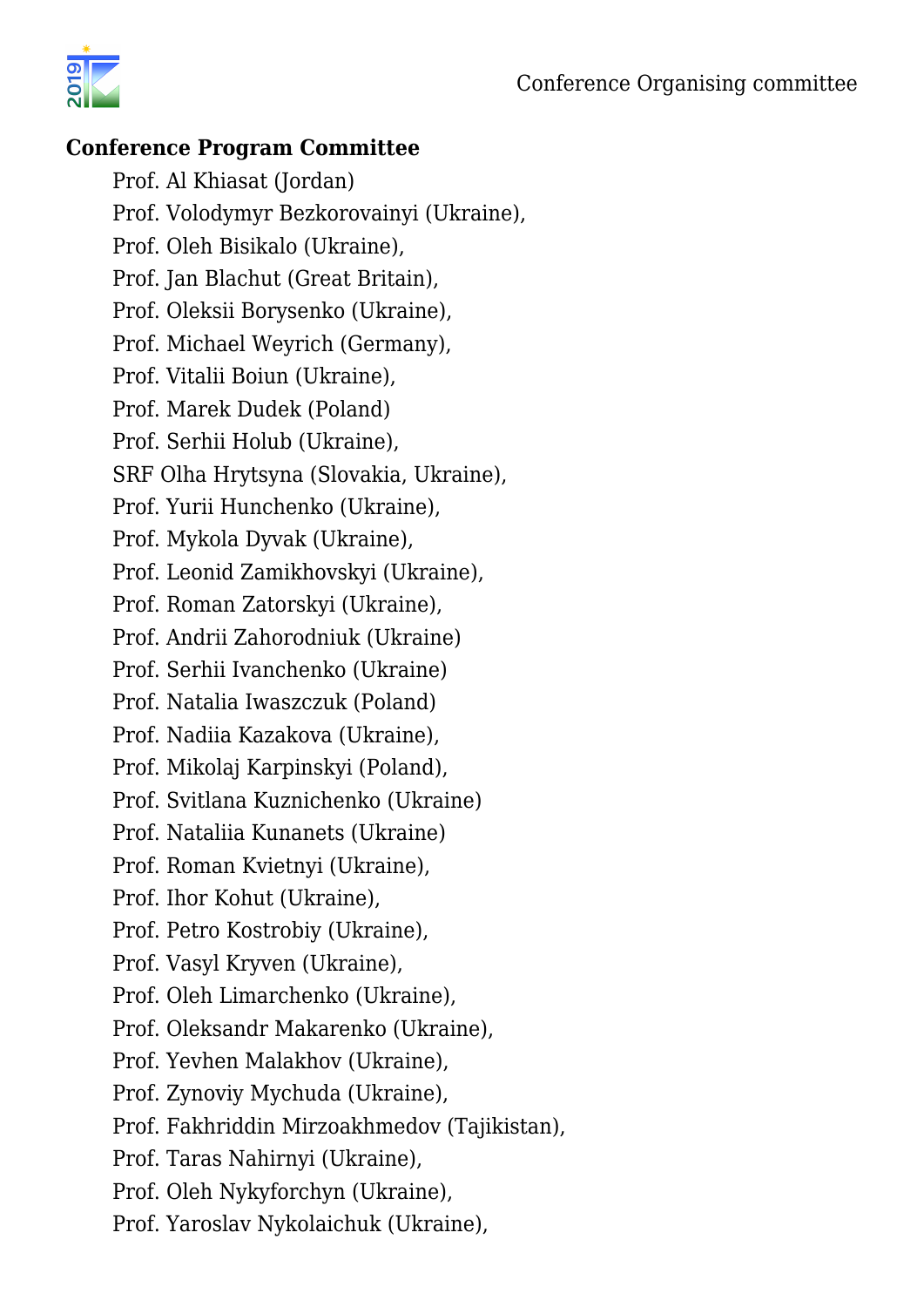**Conference Program Committee**

Prof. Al Khiasat (Jordan)
Prof. Volodymyr Bezkorovainyi (Ukraine),
Prof. Oleh Bisikalo (Ukraine),
Prof. Jan Blachut (Great Britain),
Prof. Oleksii Borysenko (Ukraine),
Prof. Michael Weyrich (Germany),
Prof. Vitalii Boiun (Ukraine),
Prof. Marek Dudek (Poland)
Prof. Serhii Holub (Ukraine),
SRF Olha Hrytsyna (Slovakia, Ukraine),
Prof. Yurii Hunchenko (Ukraine),
Prof. Mykola Dyvak (Ukraine),
Prof. Leonid Zamikhovskyi (Ukraine),
Prof. Roman Zatorskyi (Ukraine),
Prof. Andrii Zahorodniuk (Ukraine)
Prof. Serhii Ivanchenko (Ukraine)
Prof. Natalia Iwaszczuk (Poland)
Prof. Nadiia Kazakova (Ukraine),
Prof. Mikolaj Karpinskyi (Poland),
Prof. Svitlana Kuznichenko (Ukraine)
Prof. Nataliia Kunanets (Ukraine)
Prof. Roman Kvietnyi (Ukraine),
Prof. Ihor Kohut (Ukraine),
Prof. Petro Kostrobiy (Ukraine),
Prof. Vasyl Kryven (Ukraine),
Prof. Oleh Limarchenko (Ukraine),
Prof. Oleksandr Makarenko (Ukraine),
Prof. Yevhen Malakhov (Ukraine),
Prof. Zynoviy Mychuda (Ukraine),
Prof. Fakhriddin Mirzoakhmedov (Tajikistan),
Prof. Taras Nahirnyi (Ukraine),
Prof. Oleh Nykyforchyn (Ukraine),
Prof. Yaroslav Nykolaichuk (Ukraine),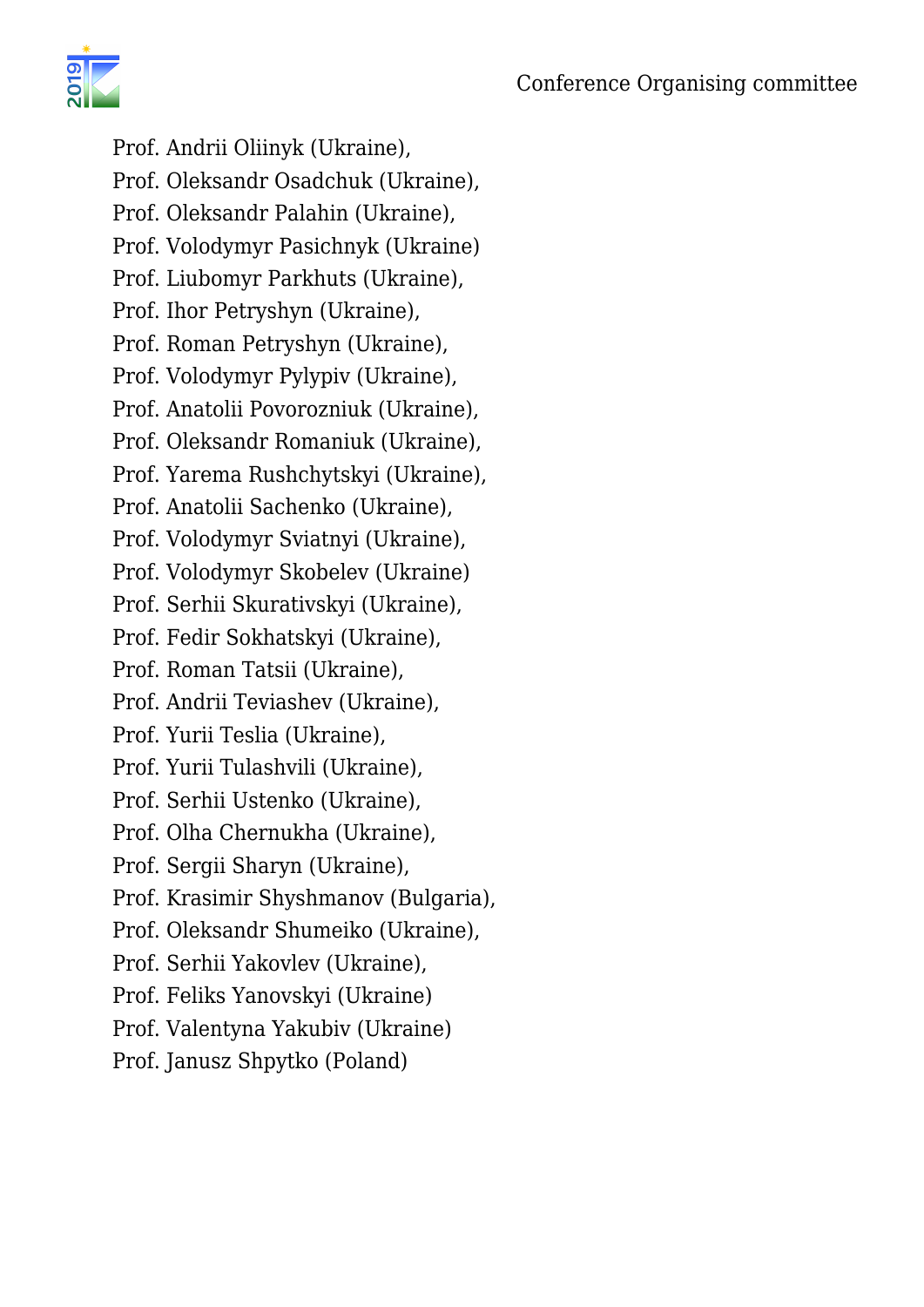Prof. Andrii Oliinyk (Ukraine),  
Prof. Oleksandr Osadchuk (Ukraine),  
Prof. Oleksandr Palahin (Ukraine),  
Prof. Volodymyr Pasichnyk (Ukraine)  
Prof. Liubomyr Parkhuts (Ukraine),  
Prof. Ihor Petryshyn (Ukraine),  
Prof. Roman Petryshyn (Ukraine),  
Prof. Volodymyr Pylypiv (Ukraine),  
Prof. Anatolii Povorozniuk (Ukraine),  
Prof. Oleksandr Romaniuk (Ukraine),  
Prof. Yarema Rushchytskyi (Ukraine),  
Prof. Anatolii Sachenko (Ukraine),  
Prof. Volodymyr Sviatnyi (Ukraine),  
Prof. Volodymyr Skobelev (Ukraine)  
Prof. Serhii Skurativskyi (Ukraine),  
Prof. Fedir Sokhatskyi (Ukraine),  
Prof. Roman Tatsii (Ukraine),  
Prof. Andrii Teviashev (Ukraine),  
Prof. Yurii Teslia (Ukraine),  
Prof. Yurii Tulashvili (Ukraine),  
Prof. Serhii Ustenko (Ukraine),  
Prof. Olha Chernukha (Ukraine),  
Prof. Sergii Sharyn (Ukraine),  
Prof. Krasimir Shyshmanov (Bulgaria),  
Prof. Oleksandr Shumeiko (Ukraine),  
Prof. Serhii Yakovlev (Ukraine),  
Prof. Feliks Yanovskyi (Ukraine)  
Prof. Valentyna Yakubiv (Ukraine)  
Prof. Janusz Shpytko (Poland)